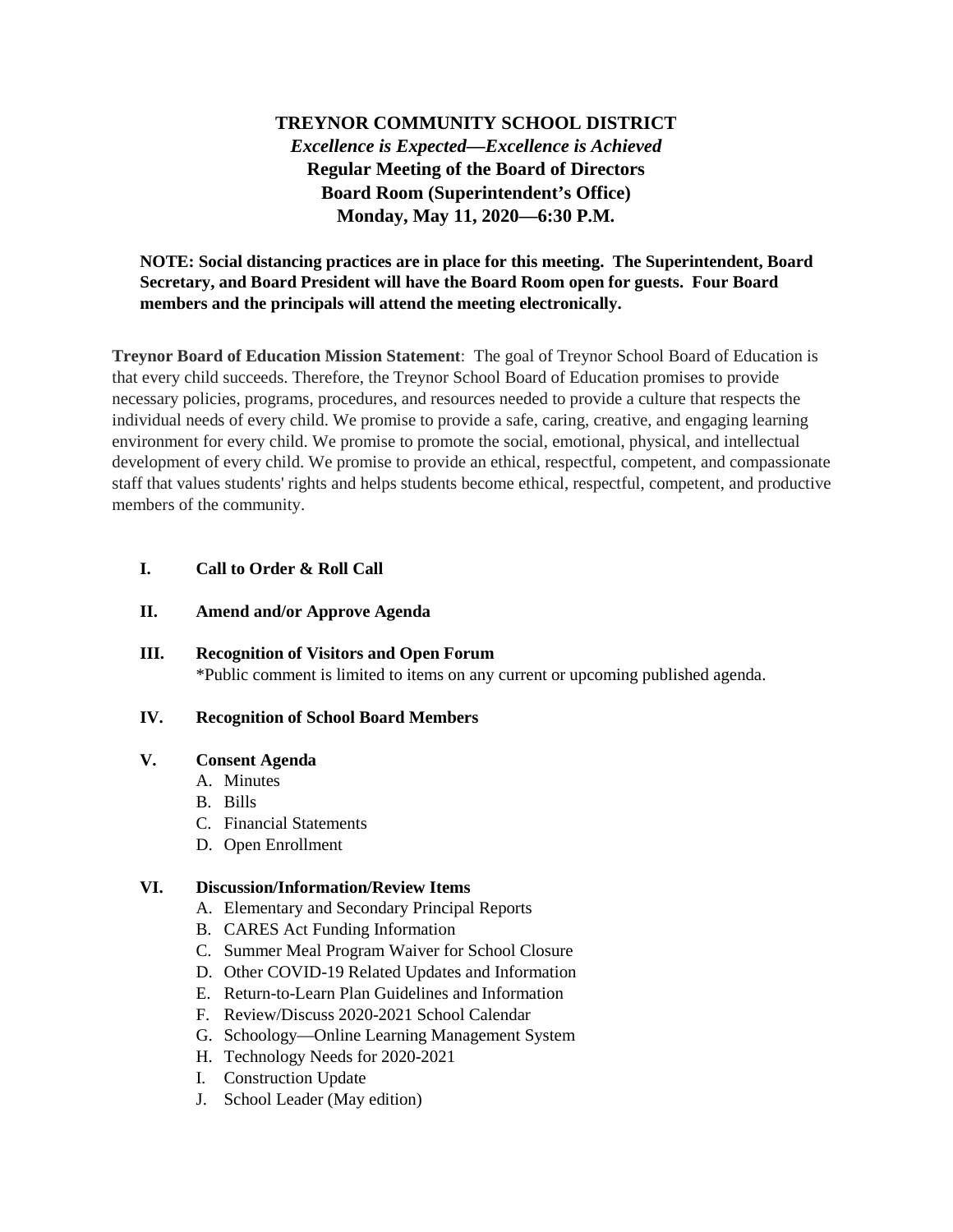# TREYNOR COMMUNITY SCHOOL DISTRICT

***Excellence is Expected—Excellence is Achieved***

**Regular Meeting of the Board of Directors**

**Board Room (Superintendent's Office)**

**Monday, May 11, 2020—6:30 P.M.**

**NOTE: Social distancing practices are in place for this meeting. The Superintendent, Board Secretary, and Board President will have the Board Room open for guests. Four Board members and the principals will attend the meeting electronically.**

**Treynor Board of Education Mission Statement**: The goal of Treynor School Board of Education is that every child succeeds. Therefore, the Treynor School Board of Education promises to provide necessary policies, programs, procedures, and resources needed to provide a culture that respects the individual needs of every child. We promise to provide a safe, caring, creative, and engaging learning environment for every child. We promise to promote the social, emotional, physical, and intellectual development of every child. We promise to provide an ethical, respectful, competent, and compassionate staff that values students' rights and helps students become ethical, respectful, competent, and productive members of the community.

**I. Call to Order & Roll Call**

**II. Amend and/or Approve Agenda**

**III. Recognition of Visitors and Open Forum**

*Public comment is limited to items on any current or upcoming published agenda.

**IV. Recognition of School Board Members**

**V. Consent Agenda**

A. Minutes
B. Bills
C. Financial Statements
D. Open Enrollment

**VI. Discussion/Information/Review Items**

A. Elementary and Secondary Principal Reports
B. CARES Act Funding Information
C. Summer Meal Program Waiver for School Closure
D. Other COVID-19 Related Updates and Information
E. Return-to-Learn Plan Guidelines and Information
F. Review/Discuss 2020-2021 School Calendar
G. Schoology—Online Learning Management System
H. Technology Needs for 2020-2021
I. Construction Update
J. School Leader (May edition)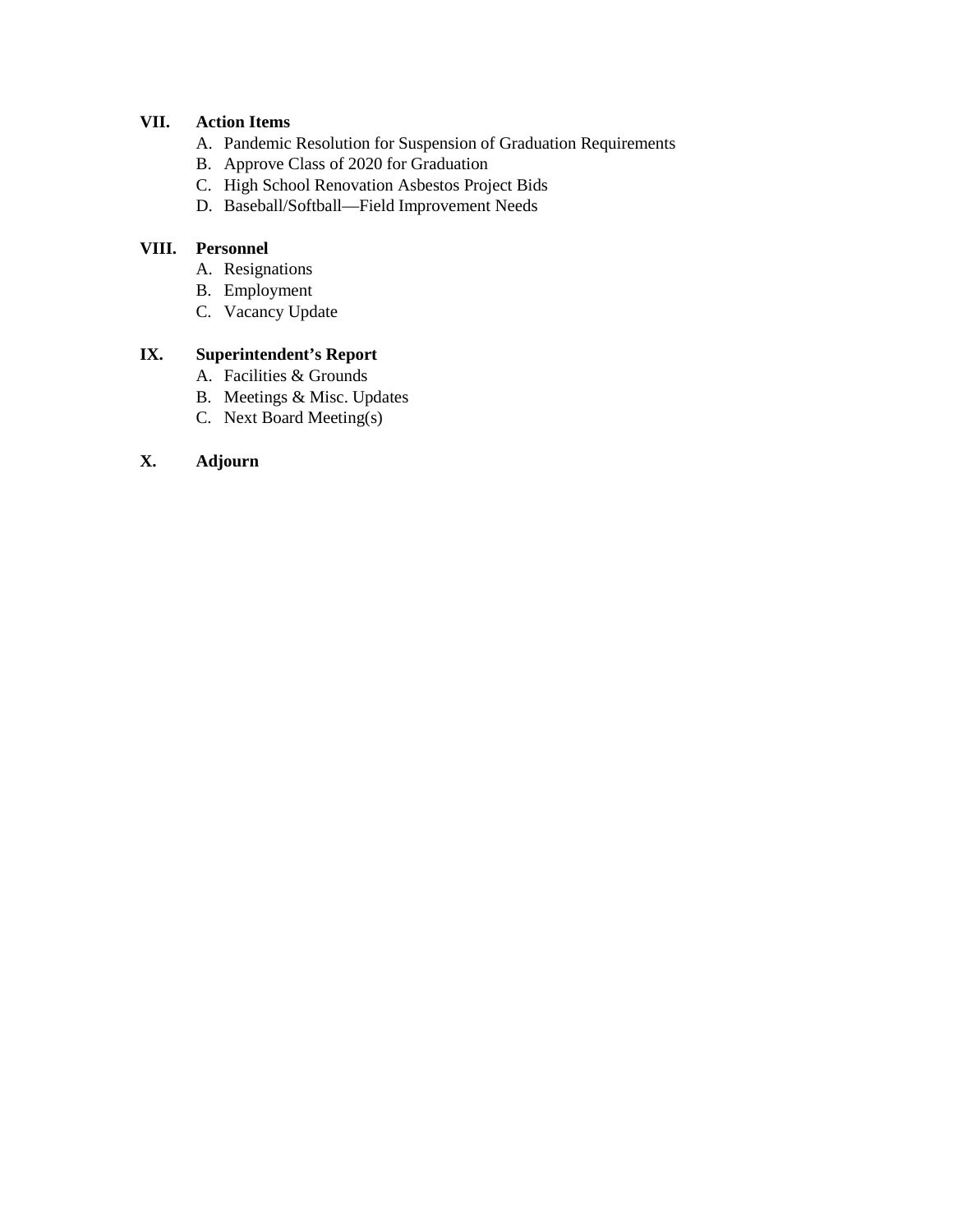## VII. Action Items

A. Pandemic Resolution for Suspension of Graduation Requirements
B. Approve Class of 2020 for Graduation
C. High School Renovation Asbestos Project Bids
D. Baseball/Softball—Field Improvement Needs

## VIII. Personnel

A. Resignations
B. Employment
C. Vacancy Update

## IX. Superintendent's Report

A. Facilities & Grounds
B. Meetings & Misc. Updates
C. Next Board Meeting(s)

## X. Adjourn